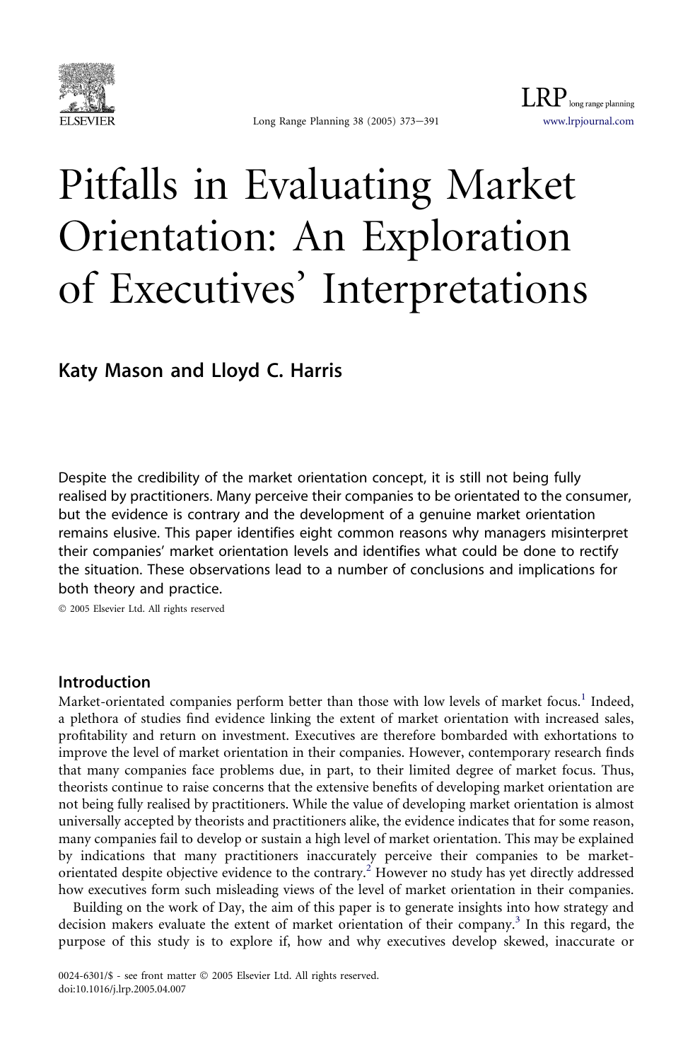# Pitfalls in Evaluating Market Orientation: An Exploration of Executives' Interpretations

**Katy Mason and Lloyd C. Harris**

Despite the credibility of the market orientation concept, it is still not being fully realised by practitioners. Many perceive their companies to be orientated to the consumer, but the evidence is contrary and the development of a genuine market orientation remains elusive. This paper identifies eight common reasons why managers misinterpret their companies' market orientation levels and identifies what could be done to rectify the situation. These observations lead to a number of conclusions and implications for both theory and practice.

© 2005 Elsevier Ltd. All rights reserved

## Introduction

Market-orientated companies perform better than those with low levels of market focus.[1] Indeed, a plethora of studies find evidence linking the extent of market orientation with increased sales, profitability and return on investment. Executives are therefore bombarded with exhortations to improve the level of market orientation in their companies. However, contemporary research finds that many companies face problems due, in part, to their limited degree of market focus. Thus, theorists continue to raise concerns that the extensive benefits of developing market orientation are not being fully realised by practitioners. While the value of developing market orientation is almost universally accepted by theorists and practitioners alike, the evidence indicates that for some reason, many companies fail to develop or sustain a high level of market orientation. This may be explained by indications that many practitioners inaccurately perceive their companies to be market-orientated despite objective evidence to the contrary.[2] However no study has yet directly addressed how executives form such misleading views of the level of market orientation in their companies.

Building on the work of Day, the aim of this paper is to generate insights into how strategy and decision makers evaluate the extent of market orientation of their company.[3] In this regard, the purpose of this study is to explore if, how and why executives develop skewed, inaccurate or

0024-6301/$ - see front matter © 2005 Elsevier Ltd. All rights reserved.
doi:10.1016/j.lrp.2005.04.007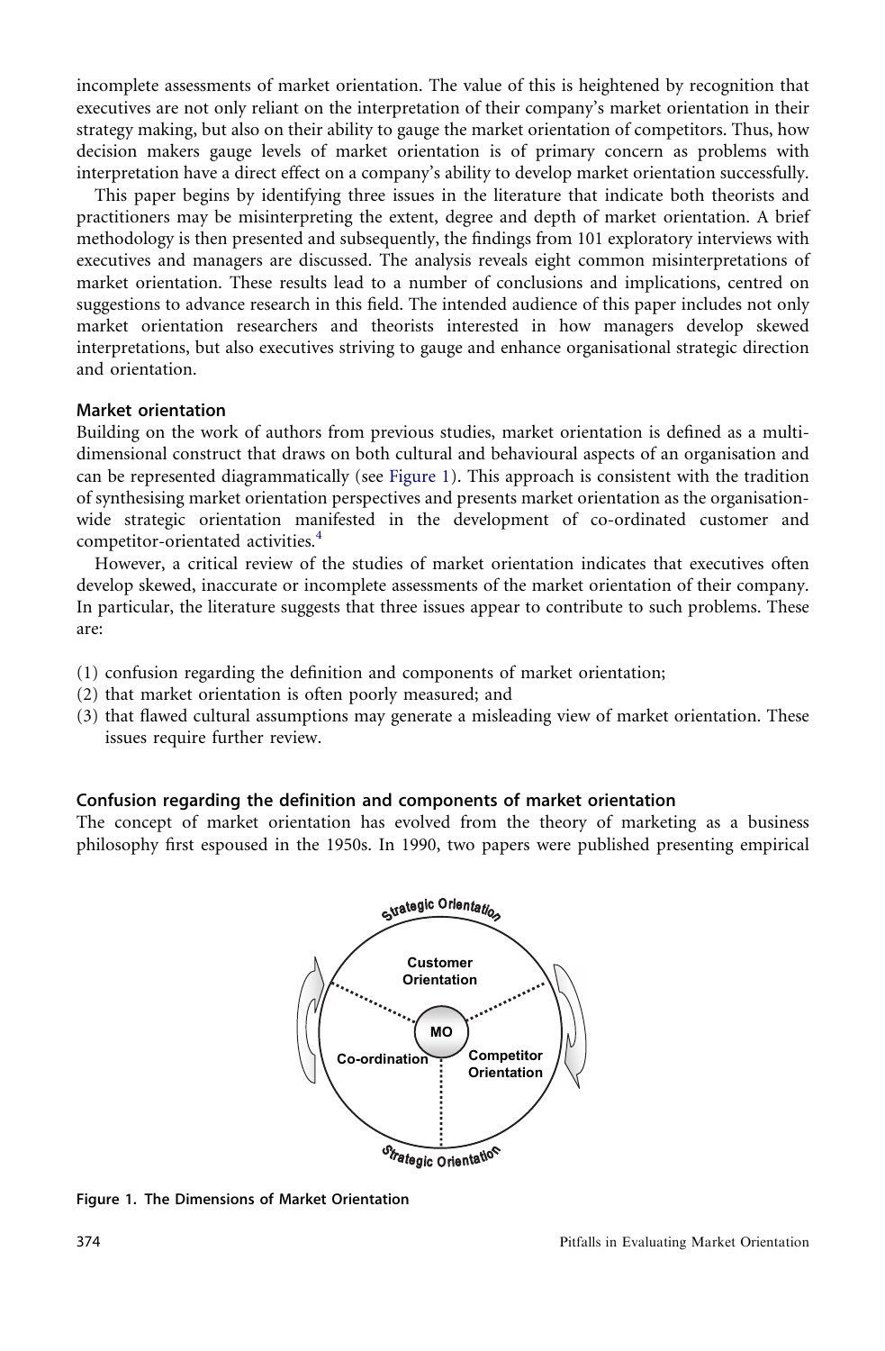incomplete assessments of market orientation. The value of this is heightened by recognition that executives are not only reliant on the interpretation of their company's market orientation in their strategy making, but also on their ability to gauge the market orientation of competitors. Thus, how decision makers gauge levels of market orientation is of primary concern as problems with interpretation have a direct effect on a company's ability to develop market orientation successfully.

This paper begins by identifying three issues in the literature that indicate both theorists and practitioners may be misinterpreting the extent, degree and depth of market orientation. A brief methodology is then presented and subsequently, the findings from 101 exploratory interviews with executives and managers are discussed. The analysis reveals eight common misinterpretations of market orientation. These results lead to a number of conclusions and implications, centred on suggestions to advance research in this field. The intended audience of this paper includes not only market orientation researchers and theorists interested in how managers develop skewed interpretations, but also executives striving to gauge and enhance organisational strategic direction and orientation.

## Market orientation

Building on the work of authors from previous studies, market orientation is defined as a multi-dimensional construct that draws on both cultural and behavioural aspects of an organisation and can be represented diagrammatically (see Figure 1). This approach is consistent with the tradition of synthesising market orientation perspectives and presents market orientation as the organisation-wide strategic orientation manifested in the development of co-ordinated customer and competitor-orientated activities.[4]

However, a critical review of the studies of market orientation indicates that executives often develop skewed, inaccurate or incomplete assessments of the market orientation of their company. In particular, the literature suggests that three issues appear to contribute to such problems. These are:

(1) confusion regarding the definition and components of market orientation;
(2) that market orientation is often poorly measured; and
(3) that flawed cultural assumptions may generate a misleading view of market orientation. These issues require further review.

## Confusion regarding the definition and components of market orientation

The concept of market orientation has evolved from the theory of marketing as a business philosophy first espoused in the 1950s. In 1990, two papers were published presenting empirical

Strategic Orientation

Customer Orientation

MO

Co-ordination

Competitor Orientation

Strategic Orientation

Figure 1. The Dimensions of Market Orientation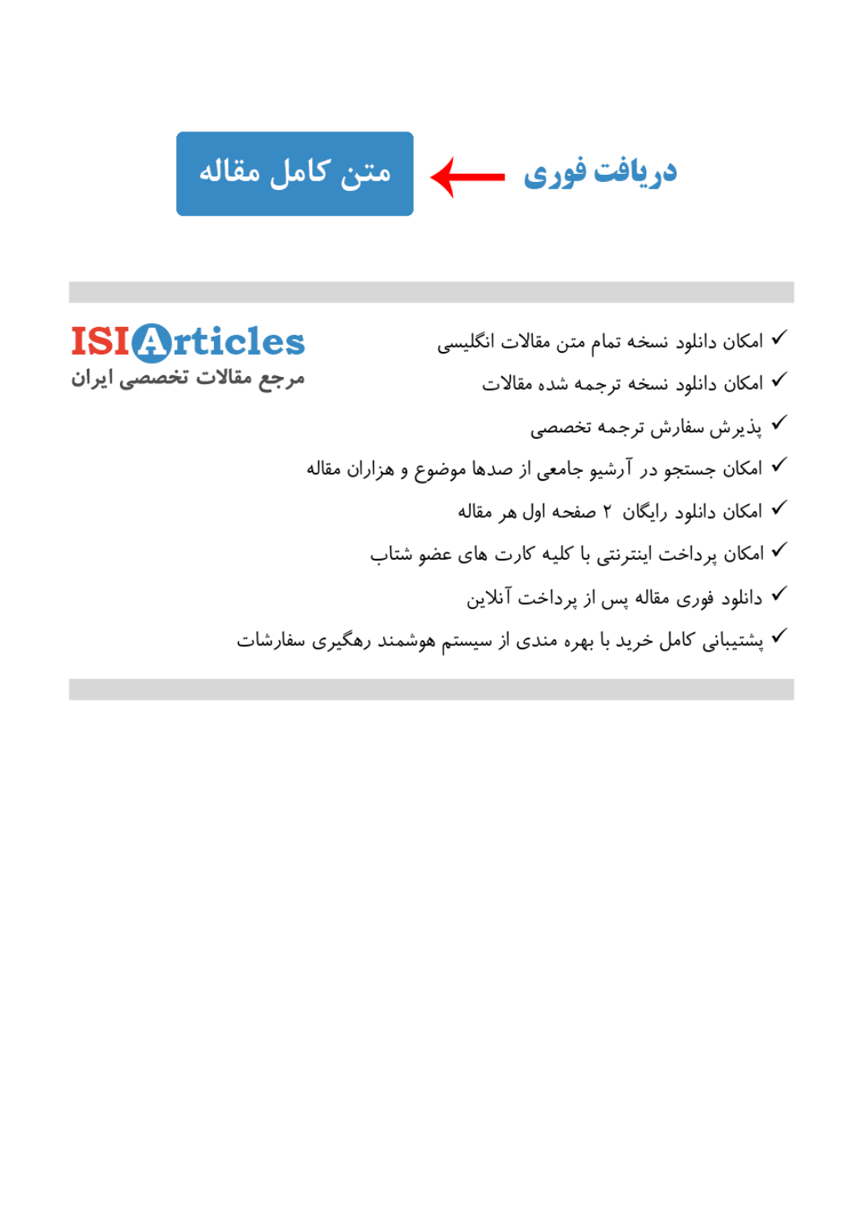دریافت فوری ← متن کامل مقاله

ISIArticles
مرجع مقالات تخصصی ایران

- ✓ امکان دانلود نسخه تمام متن مقالات انگلیسی
- ✓ امکان دانلود نسخه ترجمه شده مقالات
- ✓ پذیرش سفارش ترجمه تخصصی
- ✓ امکان جستجو در آرشیو جامعی از صدها موضوع و هزاران مقاله
- ✓ امکان دانلود رایگان ۲ صفحه اول هر مقاله
- ✓ امکان پرداخت اینترنتی با کلیه کارت های عضو شتاب
- ✓ دانلود فوری مقاله پس از پرداخت آنلاین
- ✓ پشتیبانی کامل خرید با بهره مندی از سیستم هوشمند رهگیری سفارشات